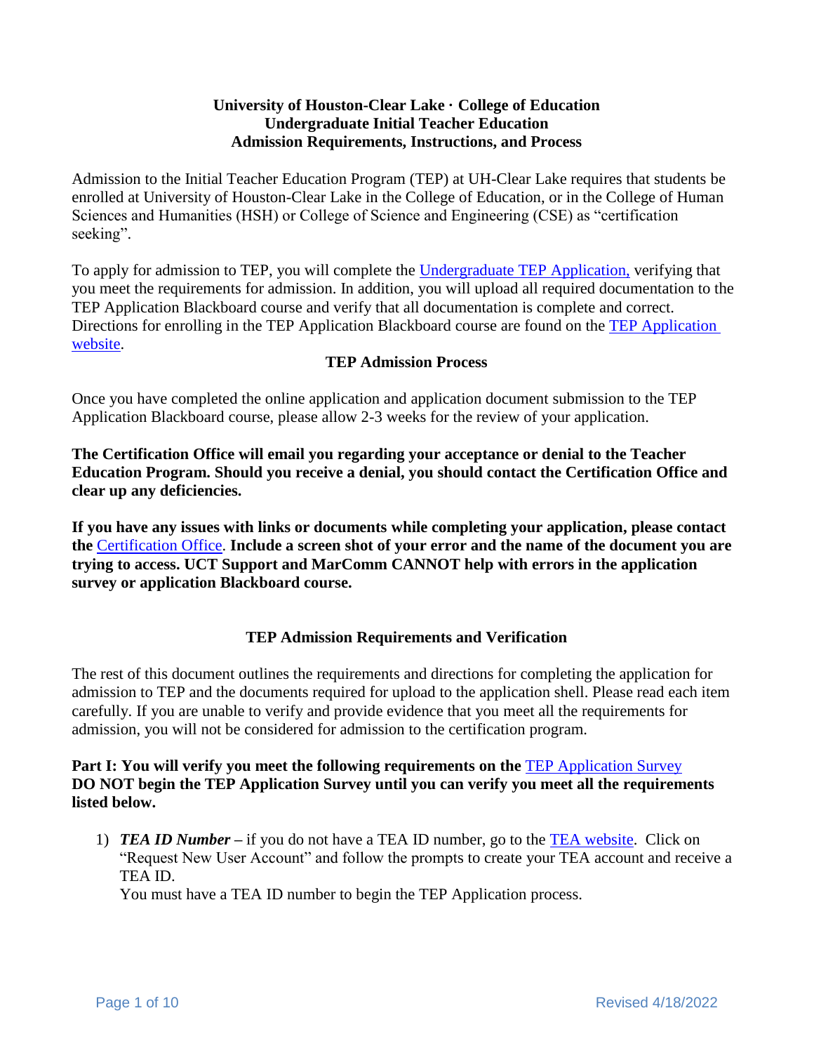# University of Houston-Clear Lake · College of Education
## Undergraduate Initial Teacher Education
## Admission Requirements, Instructions, and Process

Admission to the Initial Teacher Education Program (TEP) at UH-Clear Lake requires that students be enrolled at University of Houston-Clear Lake in the College of Education, or in the College of Human Sciences and Humanities (HSH) or College of Science and Engineering (CSE) as "certification seeking".

To apply for admission to TEP, you will complete the Undergraduate TEP Application, verifying that you meet the requirements for admission. In addition, you will upload all required documentation to the TEP Application Blackboard course and verify that all documentation is complete and correct. Directions for enrolling in the TEP Application Blackboard course are found on the TEP Application website.

### TEP Admission Process

Once you have completed the online application and application document submission to the TEP Application Blackboard course, please allow 2-3 weeks for the review of your application.

**The Certification Office will email you regarding your acceptance or denial to the Teacher Education Program. Should you receive a denial, you should contact the Certification Office and clear up any deficiencies.**

**If you have any issues with links or documents while completing your application, please contact the** Certification Office**. Include a screen shot of your error and the name of the document you are trying to access. UCT Support and MarComm CANNOT help with errors in the application survey or application Blackboard course.**

### TEP Admission Requirements and Verification

The rest of this document outlines the requirements and directions for completing the application for admission to TEP and the documents required for upload to the application shell. Please read each item carefully. If you are unable to verify and provide evidence that you meet all the requirements for admission, you will not be considered for admission to the certification program.

**Part I: You will verify you meet the following requirements on the** TEP Application Survey
**DO NOT begin the TEP Application Survey until you can verify you meet all the requirements listed below.**

1) ***TEA ID Number*** – if you do not have a TEA ID number, go to the TEA website. Click on "Request New User Account" and follow the prompts to create your TEA account and receive a TEA ID.
   You must have a TEA ID number to begin the TEP Application process.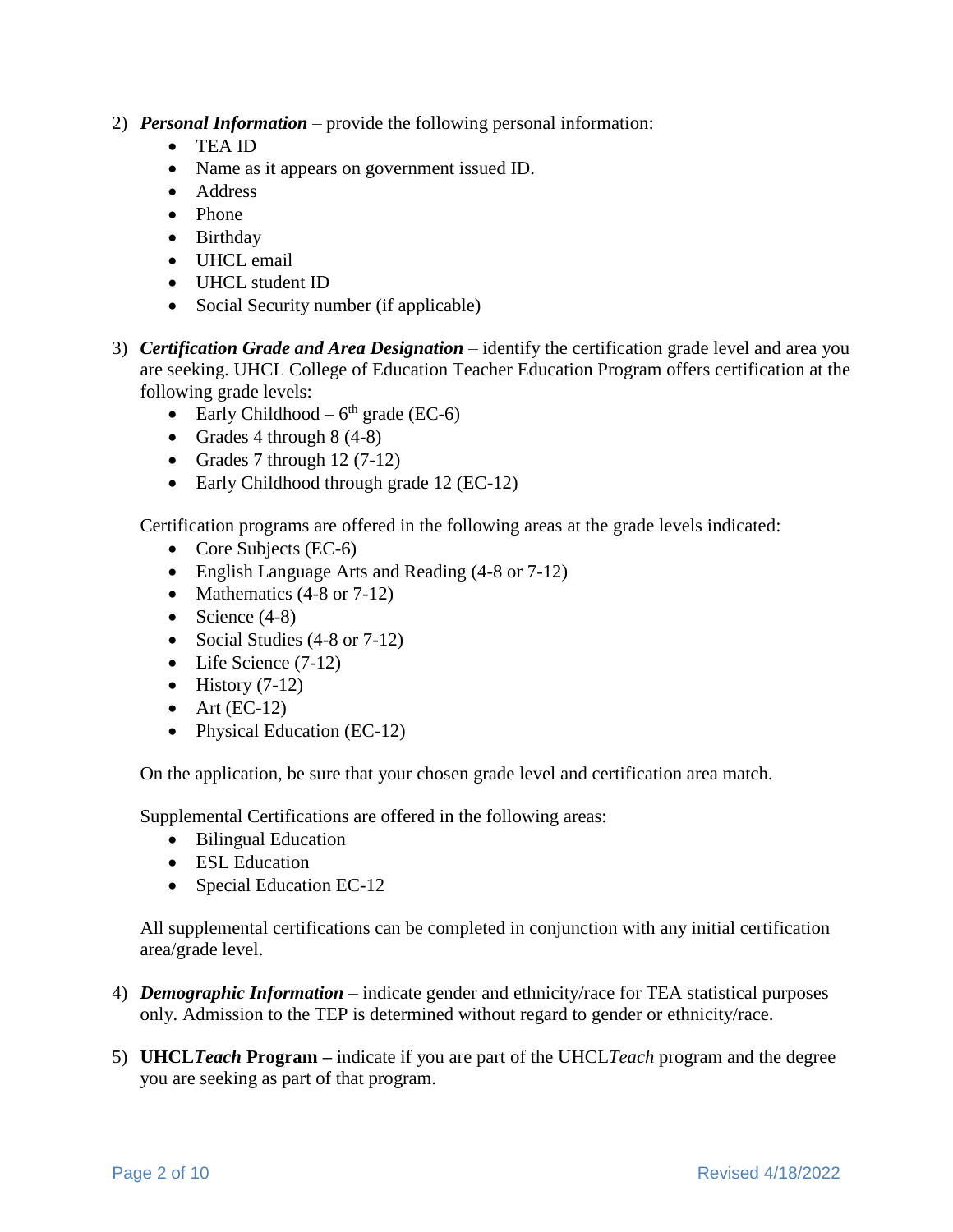2) ***Personal Information*** – provide the following personal information:
    - TEA ID
    - Name as it appears on government issued ID.
    - Address
    - Phone
    - Birthday
    - UHCL email
    - UHCL student ID
    - Social Security number (if applicable)

3) ***Certification Grade and Area Designation*** – identify the certification grade level and area you are seeking. UHCL College of Education Teacher Education Program offers certification at the following grade levels:
    - Early Childhood – 6th grade (EC-6)
    - Grades 4 through 8 (4-8)
    - Grades 7 through 12 (7-12)
    - Early Childhood through grade 12 (EC-12)

    Certification programs are offered in the following areas at the grade levels indicated:
    - Core Subjects (EC-6)
    - English Language Arts and Reading (4-8 or 7-12)
    - Mathematics (4-8 or 7-12)
    - Science (4-8)
    - Social Studies (4-8 or 7-12)
    - Life Science (7-12)
    - History (7-12)
    - Art (EC-12)
    - Physical Education (EC-12)

    On the application, be sure that your chosen grade level and certification area match.

    Supplemental Certifications are offered in the following areas:
    - Bilingual Education
    - ESL Education
    - Special Education EC-12

    All supplemental certifications can be completed in conjunction with any initial certification area/grade level.

4) ***Demographic Information*** – indicate gender and ethnicity/race for TEA statistical purposes only. Admission to the TEP is determined without regard to gender or ethnicity/race.

5) **UHCL*Teach* Program –** indicate if you are part of the UHCL*Teach* program and the degree you are seeking as part of that program.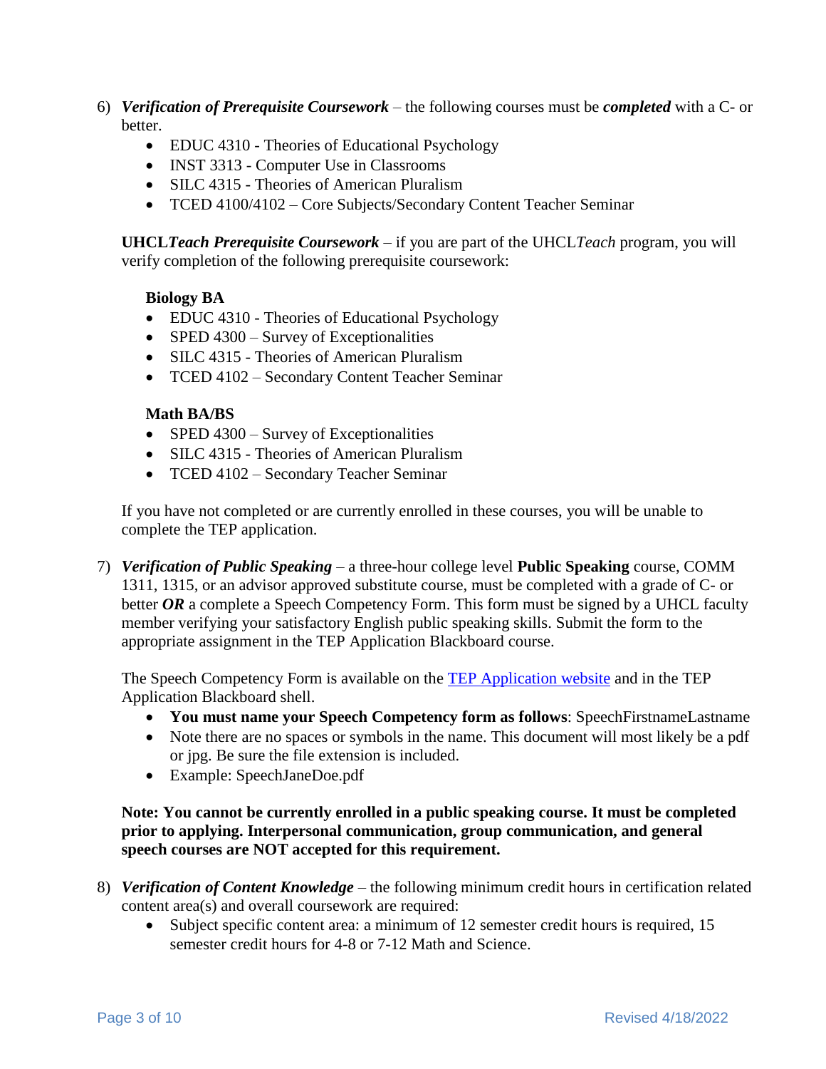6) ***Verification of Prerequisite Coursework*** – the following courses must be ***completed*** with a C- or better.
    - EDUC 4310 - Theories of Educational Psychology
    - INST 3313 - Computer Use in Classrooms
    - SILC 4315 - Theories of American Pluralism
    - TCED 4100/4102 – Core Subjects/Secondary Content Teacher Seminar

    **UHCL*Teach* *Prerequisite Coursework*** – if you are part of the UHCL*Teach* program, you will verify completion of the following prerequisite coursework:

    **Biology BA**
    - EDUC 4310 - Theories of Educational Psychology
    - SPED 4300 – Survey of Exceptionalities
    - SILC 4315 - Theories of American Pluralism
    - TCED 4102 – Secondary Content Teacher Seminar

    **Math BA/BS**
    - SPED 4300 – Survey of Exceptionalities
    - SILC 4315 - Theories of American Pluralism
    - TCED 4102 – Secondary Teacher Seminar

    If you have not completed or are currently enrolled in these courses, you will be unable to complete the TEP application.

7) ***Verification of Public Speaking*** – a three-hour college level **Public Speaking** course, COMM 1311, 1315, or an advisor approved substitute course, must be completed with a grade of C- or better ***OR*** a complete a Speech Competency Form. This form must be signed by a UHCL faculty member verifying your satisfactory English public speaking skills. Submit the form to the appropriate assignment in the TEP Application Blackboard course.

    The Speech Competency Form is available on the [TEP Application website]() and in the TEP Application Blackboard shell.
    - **You must name your Speech Competency form as follows**: SpeechFirstnameLastname
    - Note there are no spaces or symbols in the name. This document will most likely be a pdf or jpg. Be sure the file extension is included.
    - Example: SpeechJaneDoe.pdf

    **Note: You cannot be currently enrolled in a public speaking course. It must be completed prior to applying. Interpersonal communication, group communication, and general speech courses are NOT accepted for this requirement.**

8) ***Verification of Content Knowledge*** – the following minimum credit hours in certification related content area(s) and overall coursework are required:
    - Subject specific content area: a minimum of 12 semester credit hours is required, 15 semester credit hours for 4-8 or 7-12 Math and Science.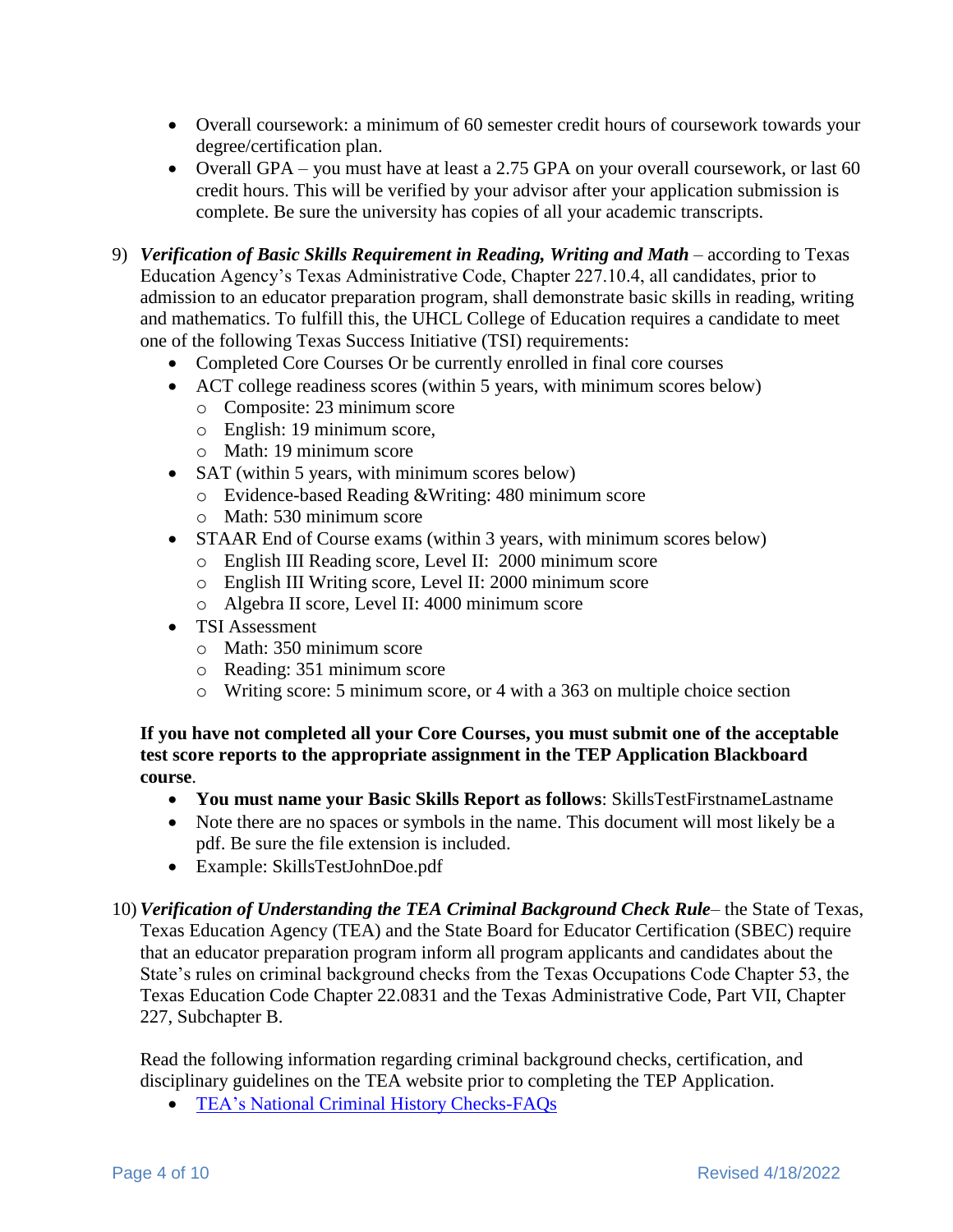- Overall coursework: a minimum of 60 semester credit hours of coursework towards your degree/certification plan.
- Overall GPA – you must have at least a 2.75 GPA on your overall coursework, or last 60 credit hours. This will be verified by your advisor after your application submission is complete. Be sure the university has copies of all your academic transcripts.

9) ***Verification of Basic Skills Requirement in Reading, Writing and Math*** – according to Texas Education Agency's Texas Administrative Code, Chapter 227.10.4, all candidates, prior to admission to an educator preparation program, shall demonstrate basic skills in reading, writing and mathematics. To fulfill this, the UHCL College of Education requires a candidate to meet one of the following Texas Success Initiative (TSI) requirements:
   - Completed Core Courses Or be currently enrolled in final core courses
   - ACT college readiness scores (within 5 years, with minimum scores below)
     - Composite: 23 minimum score
     - English: 19 minimum score,
     - Math: 19 minimum score
   - SAT (within 5 years, with minimum scores below)
     - Evidence-based Reading &Writing: 480 minimum score
     - Math: 530 minimum score
   - STAAR End of Course exams (within 3 years, with minimum scores below)
     - English III Reading score, Level II: 2000 minimum score
     - English III Writing score, Level II: 2000 minimum score
     - Algebra II score, Level II: 4000 minimum score
   - TSI Assessment
     - Math: 350 minimum score
     - Reading: 351 minimum score
     - Writing score: 5 minimum score, or 4 with a 363 on multiple choice section

   **If you have not completed all your Core Courses, you must submit one of the acceptable test score reports to the appropriate assignment in the TEP Application Blackboard course**.
   - **You must name your Basic Skills Report as follows**: SkillsTestFirstnameLastname
   - Note there are no spaces or symbols in the name. This document will most likely be a pdf. Be sure the file extension is included.
   - Example: SkillsTestJohnDoe.pdf

10) ***Verification of Understanding the TEA Criminal Background Check Rule***– the State of Texas, Texas Education Agency (TEA) and the State Board for Educator Certification (SBEC) require that an educator preparation program inform all program applicants and candidates about the State's rules on criminal background checks from the Texas Occupations Code Chapter 53, the Texas Education Code Chapter 22.0831 and the Texas Administrative Code, Part VII, Chapter 227, Subchapter B.

    Read the following information regarding criminal background checks, certification, and disciplinary guidelines on the TEA website prior to completing the TEP Application.
    - TEA's National Criminal History Checks-FAQs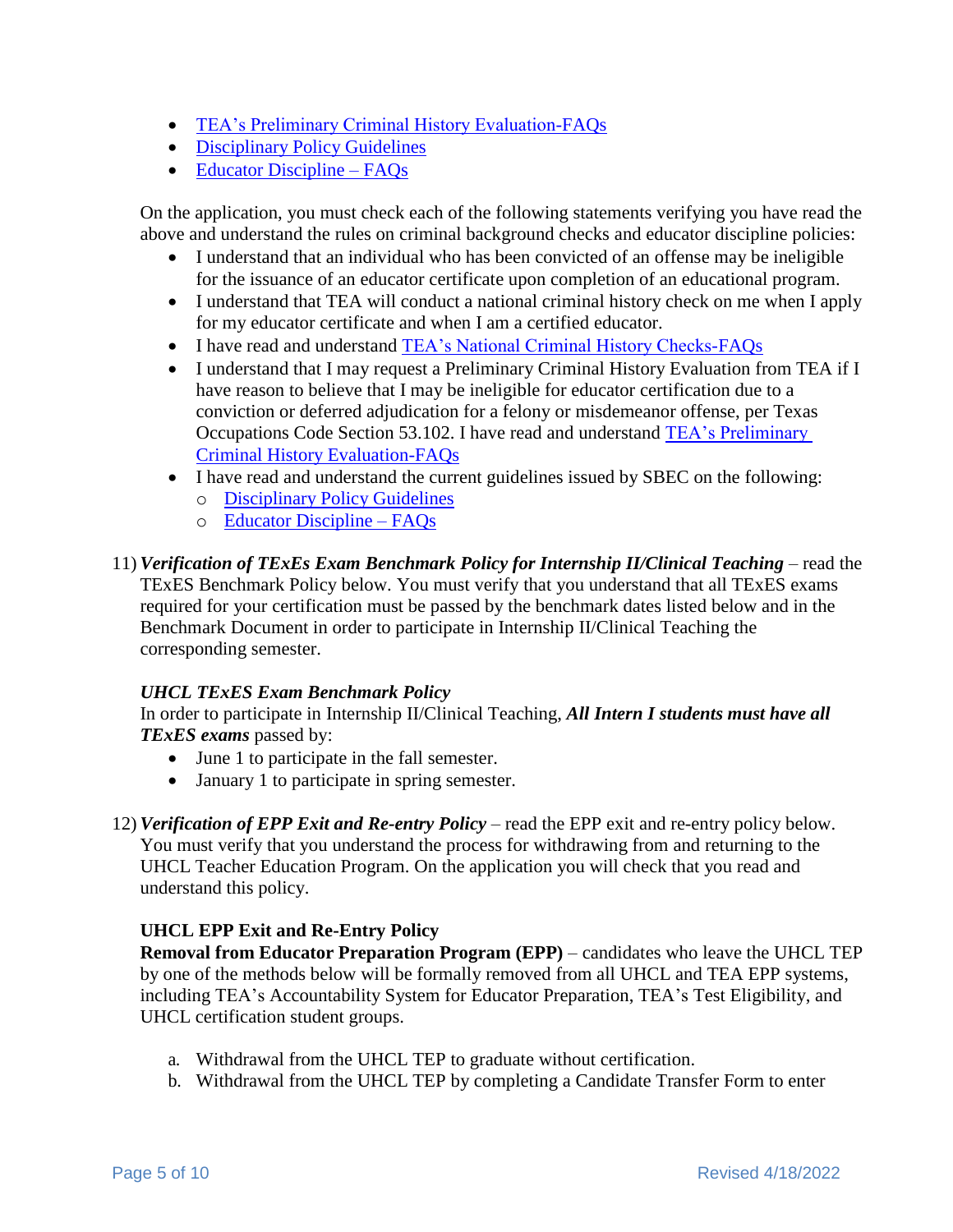- TEA's Preliminary Criminal History Evaluation-FAQs
- Disciplinary Policy Guidelines
- Educator Discipline – FAQs

On the application, you must check each of the following statements verifying you have read the above and understand the rules on criminal background checks and educator discipline policies:

- I understand that an individual who has been convicted of an offense may be ineligible for the issuance of an educator certificate upon completion of an educational program.
- I understand that TEA will conduct a national criminal history check on me when I apply for my educator certificate and when I am a certified educator.
- I have read and understand TEA's National Criminal History Checks-FAQs
- I understand that I may request a Preliminary Criminal History Evaluation from TEA if I have reason to believe that I may be ineligible for educator certification due to a conviction or deferred adjudication for a felony or misdemeanor offense, per Texas Occupations Code Section 53.102. I have read and understand TEA's Preliminary Criminal History Evaluation-FAQs
- I have read and understand the current guidelines issued by SBEC on the following:
  - Disciplinary Policy Guidelines
  - Educator Discipline – FAQs

11) ***Verification of TExEs Exam Benchmark Policy for Internship II/Clinical Teaching*** – read the TExES Benchmark Policy below. You must verify that you understand that all TExES exams required for your certification must be passed by the benchmark dates listed below and in the Benchmark Document in order to participate in Internship II/Clinical Teaching the corresponding semester.

***UHCL TExES Exam Benchmark Policy***

In order to participate in Internship II/Clinical Teaching, ***All Intern I students must have all TExES exams*** passed by:

- June 1 to participate in the fall semester.
- January 1 to participate in spring semester.

12) ***Verification of EPP Exit and Re-entry Policy*** – read the EPP exit and re-entry policy below. You must verify that you understand the process for withdrawing from and returning to the UHCL Teacher Education Program. On the application you will check that you read and understand this policy.

**UHCL EPP Exit and Re-Entry Policy**

**Removal from Educator Preparation Program (EPP)** – candidates who leave the UHCL TEP by one of the methods below will be formally removed from all UHCL and TEA EPP systems, including TEA's Accountability System for Educator Preparation, TEA's Test Eligibility, and UHCL certification student groups.

a. Withdrawal from the UHCL TEP to graduate without certification.
b. Withdrawal from the UHCL TEP by completing a Candidate Transfer Form to enter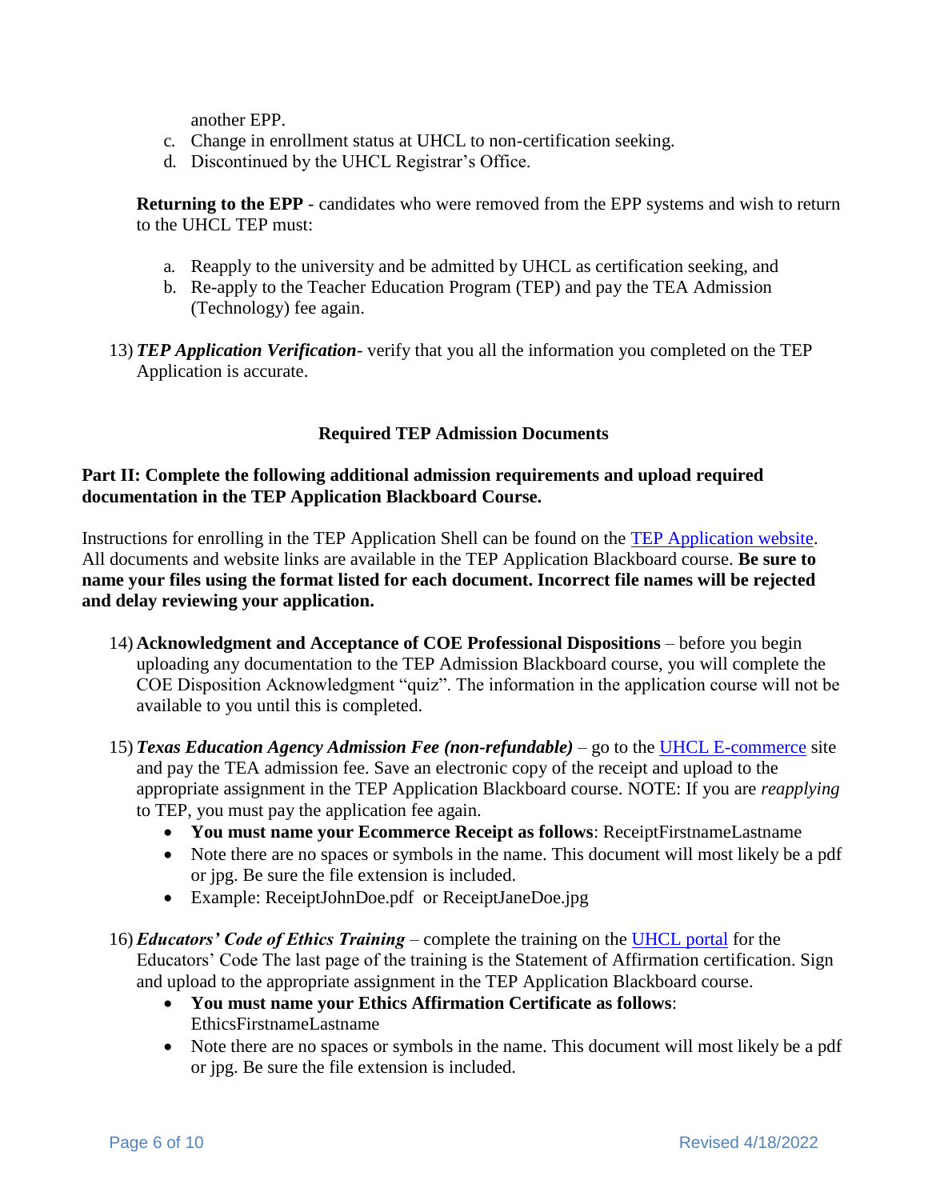another EPP.

c. Change in enrollment status at UHCL to non-certification seeking.
d. Discontinued by the UHCL Registrar's Office.

**Returning to the EPP** - candidates who were removed from the EPP systems and wish to return to the UHCL TEP must:

a. Reapply to the university and be admitted by UHCL as certification seeking, and
b. Re-apply to the Teacher Education Program (TEP) and pay the TEA Admission (Technology) fee again.

13) ***TEP Application Verification***- verify that you all the information you completed on the TEP Application is accurate.

### Required TEP Admission Documents

**Part II: Complete the following additional admission requirements and upload required documentation in the TEP Application Blackboard Course.**

Instructions for enrolling in the TEP Application Shell can be found on the [TEP Application website](). All documents and website links are available in the TEP Application Blackboard course. **Be sure to name your files using the format listed for each document. Incorrect file names will be rejected and delay reviewing your application.**

14) **Acknowledgment and Acceptance of COE Professional Dispositions** – before you begin uploading any documentation to the TEP Admission Blackboard course, you will complete the COE Disposition Acknowledgment "quiz". The information in the application course will not be available to you until this is completed.

15) ***Texas Education Agency Admission Fee (non-refundable)*** – go to the [UHCL E-commerce]() site and pay the TEA admission fee. Save an electronic copy of the receipt and upload to the appropriate assignment in the TEP Application Blackboard course. NOTE: If you are *reapplying* to TEP, you must pay the application fee again.
    - **You must name your Ecommerce Receipt as follows**: ReceiptFirstnameLastname
    - Note there are no spaces or symbols in the name. This document will most likely be a pdf or jpg. Be sure the file extension is included.
    - Example: ReceiptJohnDoe.pdf or ReceiptJaneDoe.jpg

16) ***Educators' Code of Ethics Training*** – complete the training on the [UHCL portal]() for the Educators' Code The last page of the training is the Statement of Affirmation certification. Sign and upload to the appropriate assignment in the TEP Application Blackboard course.
    - **You must name your Ethics Affirmation Certificate as follows**: EthicsFirstnameLastname
    - Note there are no spaces or symbols in the name. This document will most likely be a pdf or jpg. Be sure the file extension is included.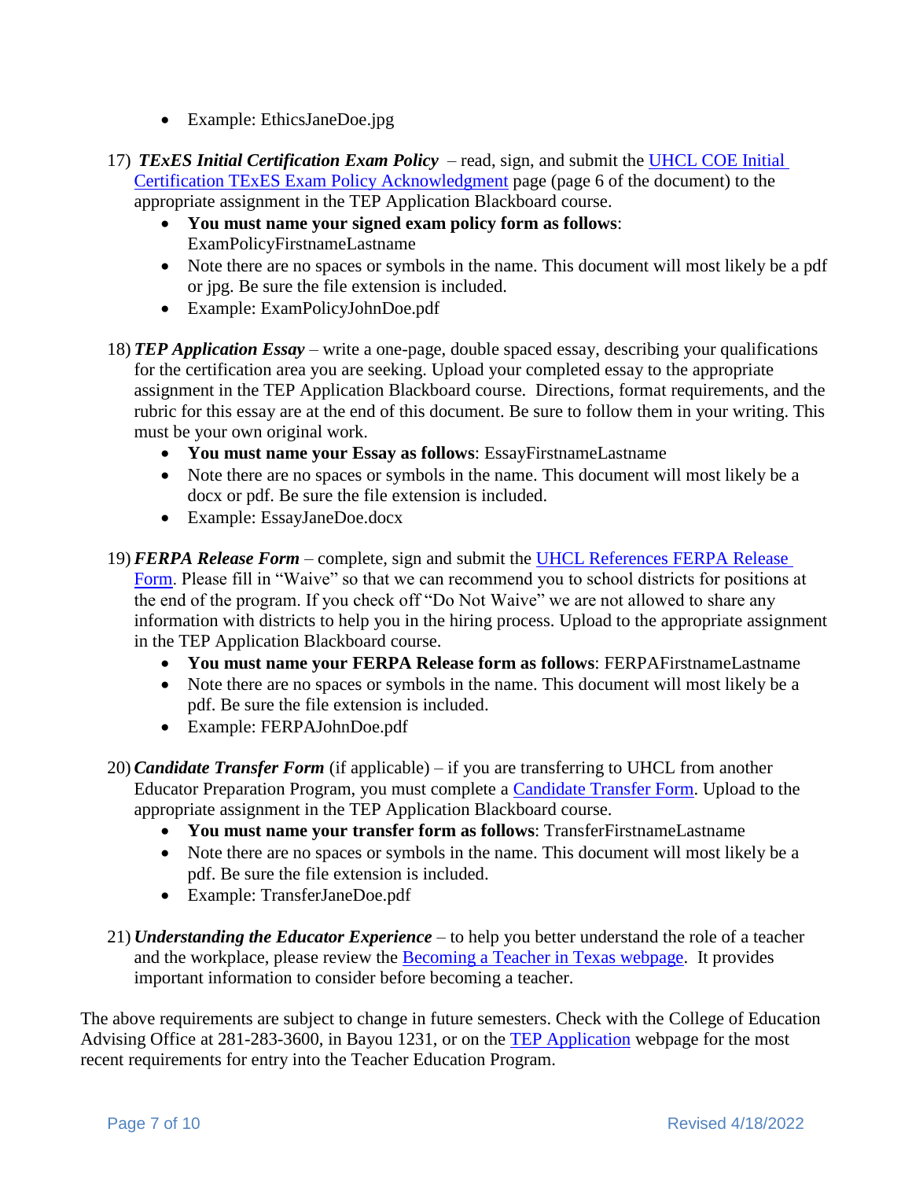- Example: EthicsJaneDoe.jpg

17) ***TExES Initial Certification Exam Policy*** – read, sign, and submit the UHCL COE Initial Certification TExES Exam Policy Acknowledgment page (page 6 of the document) to the appropriate assignment in the TEP Application Blackboard course.
    - **You must name your signed exam policy form as follows**: ExamPolicyFirstnameLastname
    - Note there are no spaces or symbols in the name. This document will most likely be a pdf or jpg. Be sure the file extension is included.
    - Example: ExamPolicyJohnDoe.pdf

18) ***TEP Application Essay*** – write a one-page, double spaced essay, describing your qualifications for the certification area you are seeking. Upload your completed essay to the appropriate assignment in the TEP Application Blackboard course. Directions, format requirements, and the rubric for this essay are at the end of this document. Be sure to follow them in your writing. This must be your own original work.
    - **You must name your Essay as follows**: EssayFirstnameLastname
    - Note there are no spaces or symbols in the name. This document will most likely be a docx or pdf. Be sure the file extension is included.
    - Example: EssayJaneDoe.docx

19) ***FERPA Release Form*** – complete, sign and submit the UHCL References FERPA Release Form. Please fill in "Waive" so that we can recommend you to school districts for positions at the end of the program. If you check off "Do Not Waive" we are not allowed to share any information with districts to help you in the hiring process. Upload to the appropriate assignment in the TEP Application Blackboard course.
    - **You must name your FERPA Release form as follows**: FERPAFirstnameLastname
    - Note there are no spaces or symbols in the name. This document will most likely be a pdf. Be sure the file extension is included.
    - Example: FERPAJohnDoe.pdf

20) ***Candidate Transfer Form*** (if applicable) – if you are transferring to UHCL from another Educator Preparation Program, you must complete a Candidate Transfer Form. Upload to the appropriate assignment in the TEP Application Blackboard course.
    - **You must name your transfer form as follows**: TransferFirstnameLastname
    - Note there are no spaces or symbols in the name. This document will most likely be a pdf. Be sure the file extension is included.
    - Example: TransferJaneDoe.pdf

21) ***Understanding the Educator Experience*** – to help you better understand the role of a teacher and the workplace, please review the Becoming a Teacher in Texas webpage. It provides important information to consider before becoming a teacher.

The above requirements are subject to change in future semesters. Check with the College of Education Advising Office at 281-283-3600, in Bayou 1231, or on the TEP Application webpage for the most recent requirements for entry into the Teacher Education Program.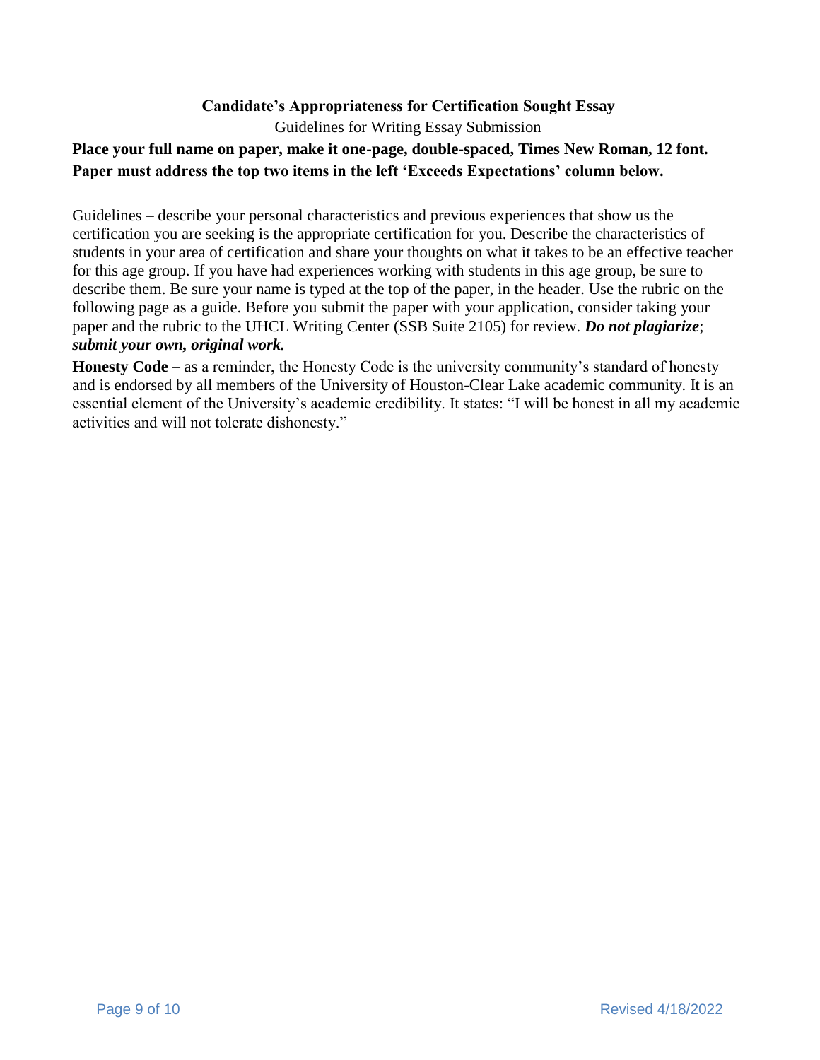# Candidate's Appropriateness for Certification Sought Essay

Guidelines for Writing Essay Submission

**Place your full name on paper, make it one-page, double-spaced, Times New Roman, 12 font. Paper must address the top two items in the left 'Exceeds Expectations' column below.**

Guidelines – describe your personal characteristics and previous experiences that show us the certification you are seeking is the appropriate certification for you. Describe the characteristics of students in your area of certification and share your thoughts on what it takes to be an effective teacher for this age group. If you have had experiences working with students in this age group, be sure to describe them. Be sure your name is typed at the top of the paper, in the header. Use the rubric on the following page as a guide. Before you submit the paper with your application, consider taking your paper and the rubric to the UHCL Writing Center (SSB Suite 2105) for review. ***Do not plagiarize***; ***submit your own, original work.***

**Honesty Code** – as a reminder, the Honesty Code is the university community's standard of honesty and is endorsed by all members of the University of Houston-Clear Lake academic community. It is an essential element of the University's academic credibility. It states: "I will be honest in all my academic activities and will not tolerate dishonesty."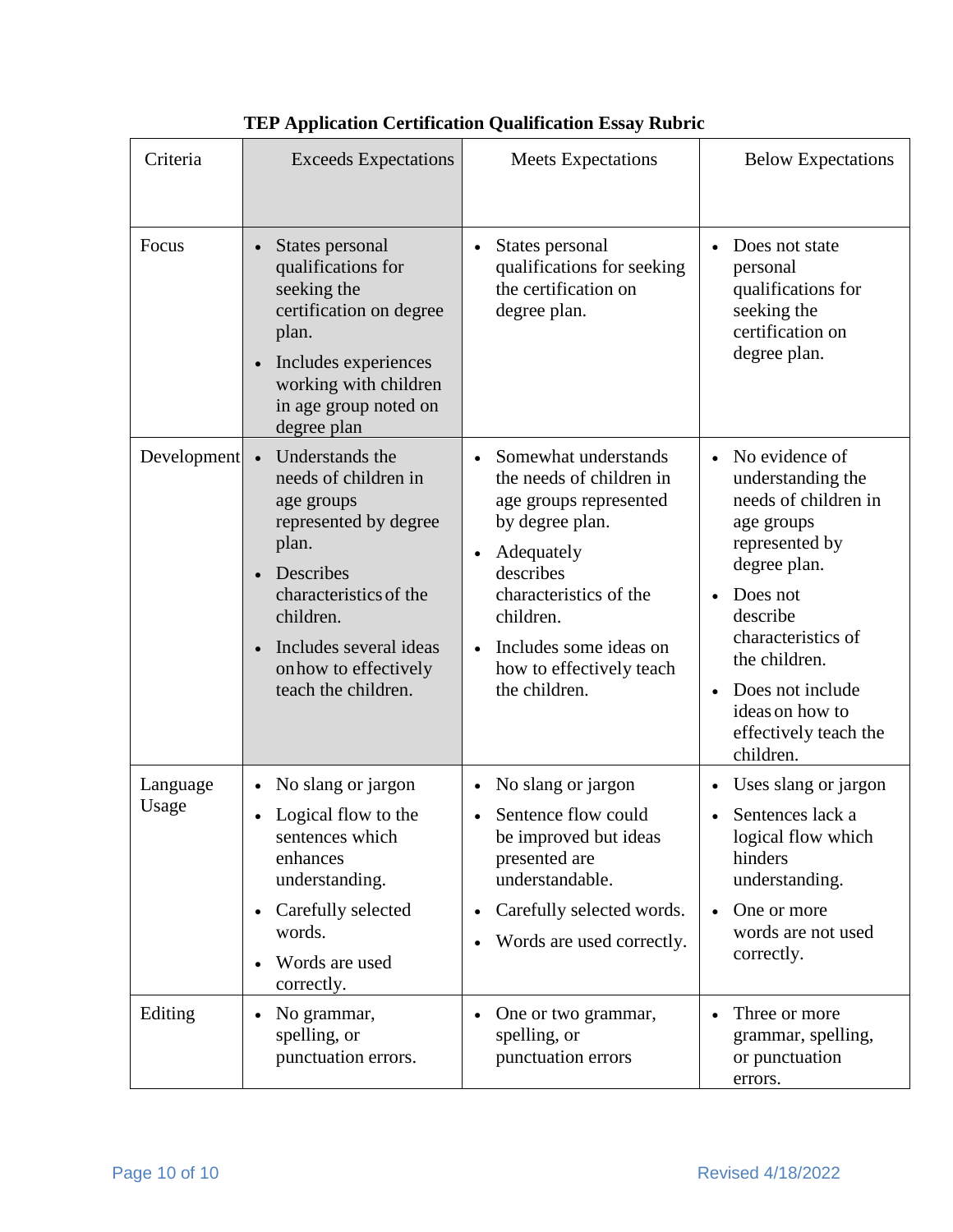**TEP Application Certification Qualification Essay Rubric**

| Criteria | Exceeds Expectations | Meets Expectations | Below Expectations |
| --- | --- | --- | --- |
| Focus | • States personal qualifications for seeking the certification on degree plan.<br>• Includes experiences working with children in age group noted on degree plan | • States personal qualifications for seeking the certification on degree plan. | • Does not state personal qualifications for seeking the certification on degree plan. |
| Development | • Understands the needs of children in age groups represented by degree plan.<br>• Describes characteristics of the children.<br>• Includes several ideas on how to effectively teach the children. | • Somewhat understands the needs of children in age groups represented by degree plan.<br>• Adequately describes characteristics of the children.<br>• Includes some ideas on how to effectively teach the children. | • No evidence of understanding the needs of children in age groups represented by degree plan.<br>• Does not describe characteristics of the children.<br>• Does not include ideas on how to effectively teach the children. |
| Language Usage | • No slang or jargon<br>• Logical flow to the sentences which enhances understanding.<br>• Carefully selected words.<br>• Words are used correctly. | • No slang or jargon<br>• Sentence flow could be improved but ideas presented are understandable.<br>• Carefully selected words.<br>• Words are used correctly. | • Uses slang or jargon<br>• Sentences lack a logical flow which hinders understanding.<br>• One or more words are not used correctly. |
| Editing | • No grammar, spelling, or punctuation errors. | • One or two grammar, spelling, or punctuation errors | • Three or more grammar, spelling, or punctuation errors. |